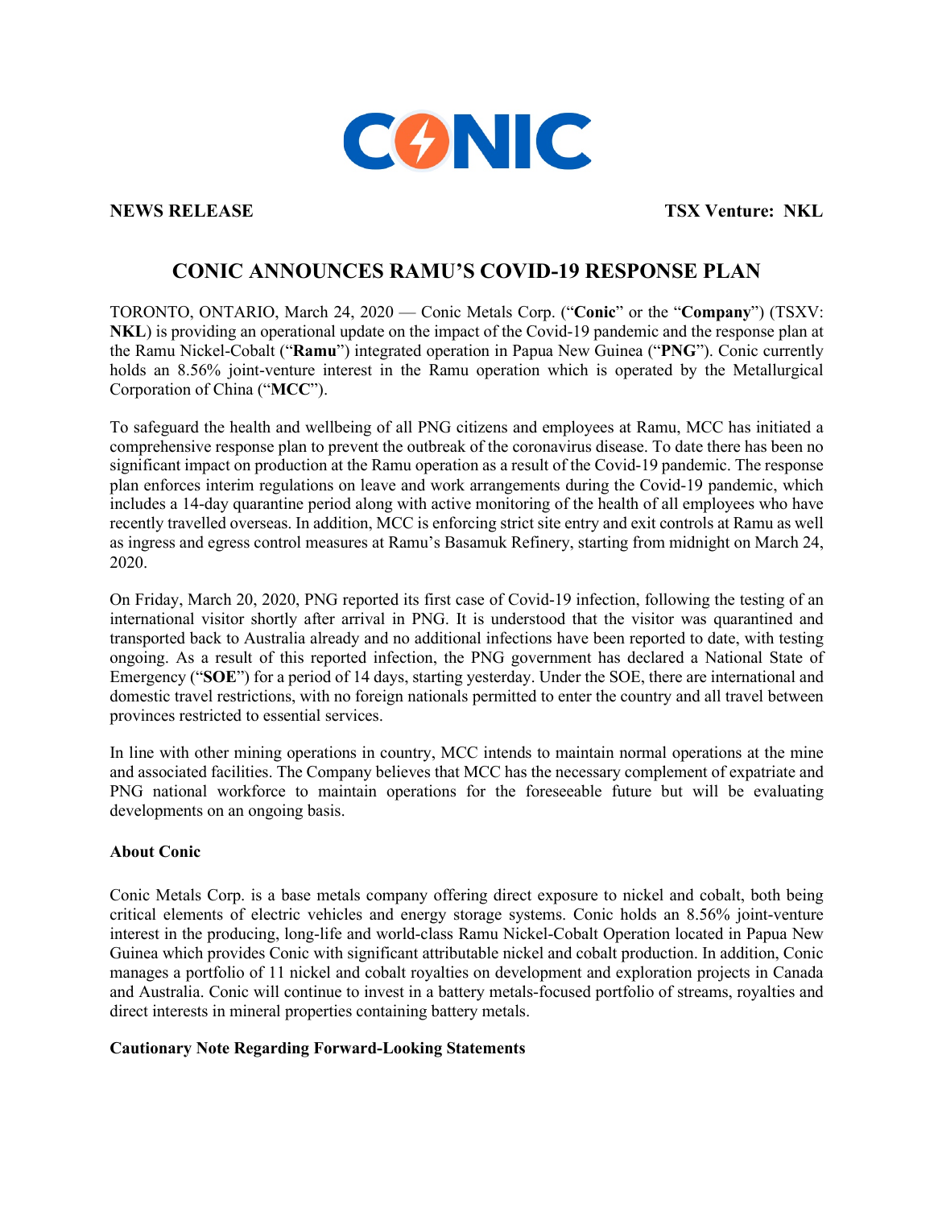**NEWS RELEASE** **TSX Venture: NKL**

# CONIC ANNOUNCES RAMU'S COVID-19 RESPONSE PLAN

TORONTO, ONTARIO, March 24, 2020 — Conic Metals Corp. ("**Conic**" or the "**Company**") (TSXV: **NKL**) is providing an operational update on the impact of the Covid-19 pandemic and the response plan at the Ramu Nickel-Cobalt ("**Ramu**") integrated operation in Papua New Guinea ("**PNG**"). Conic currently holds an 8.56% joint-venture interest in the Ramu operation which is operated by the Metallurgical Corporation of China ("**MCC**").

To safeguard the health and wellbeing of all PNG citizens and employees at Ramu, MCC has initiated a comprehensive response plan to prevent the outbreak of the coronavirus disease. To date there has been no significant impact on production at the Ramu operation as a result of the Covid-19 pandemic. The response plan enforces interim regulations on leave and work arrangements during the Covid-19 pandemic, which includes a 14-day quarantine period along with active monitoring of the health of all employees who have recently travelled overseas. In addition, MCC is enforcing strict site entry and exit controls at Ramu as well as ingress and egress control measures at Ramu's Basamuk Refinery, starting from midnight on March 24, 2020.

On Friday, March 20, 2020, PNG reported its first case of Covid-19 infection, following the testing of an international visitor shortly after arrival in PNG. It is understood that the visitor was quarantined and transported back to Australia already and no additional infections have been reported to date, with testing ongoing. As a result of this reported infection, the PNG government has declared a National State of Emergency ("**SOE**") for a period of 14 days, starting yesterday. Under the SOE, there are international and domestic travel restrictions, with no foreign nationals permitted to enter the country and all travel between provinces restricted to essential services.

In line with other mining operations in country, MCC intends to maintain normal operations at the mine and associated facilities. The Company believes that MCC has the necessary complement of expatriate and PNG national workforce to maintain operations for the foreseeable future but will be evaluating developments on an ongoing basis.

**About Conic**

Conic Metals Corp. is a base metals company offering direct exposure to nickel and cobalt, both being critical elements of electric vehicles and energy storage systems. Conic holds an 8.56% joint-venture interest in the producing, long-life and world-class Ramu Nickel-Cobalt Operation located in Papua New Guinea which provides Conic with significant attributable nickel and cobalt production. In addition, Conic manages a portfolio of 11 nickel and cobalt royalties on development and exploration projects in Canada and Australia. Conic will continue to invest in a battery metals-focused portfolio of streams, royalties and direct interests in mineral properties containing battery metals.

**Cautionary Note Regarding Forward-Looking Statements**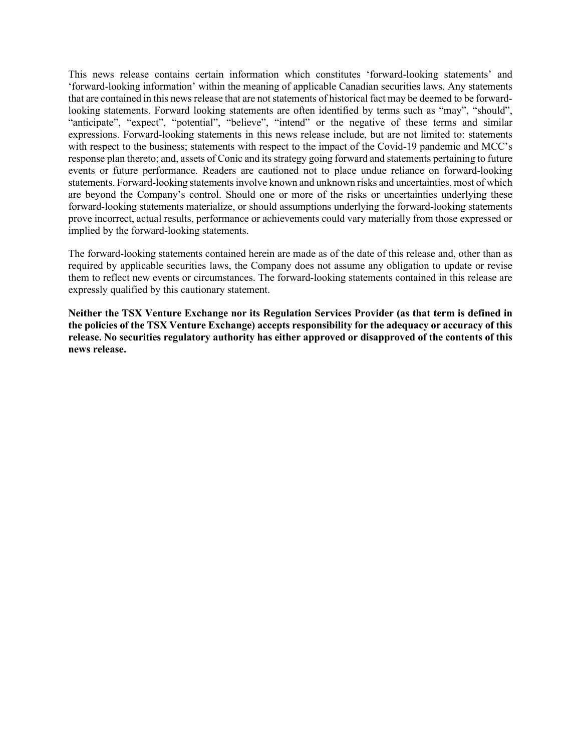This news release contains certain information which constitutes 'forward-looking statements' and 'forward-looking information' within the meaning of applicable Canadian securities laws. Any statements that are contained in this news release that are not statements of historical fact may be deemed to be forward-looking statements. Forward looking statements are often identified by terms such as "may", "should", "anticipate", "expect", "potential", "believe", "intend" or the negative of these terms and similar expressions. Forward-looking statements in this news release include, but are not limited to: statements with respect to the business; statements with respect to the impact of the Covid-19 pandemic and MCC's response plan thereto; and, assets of Conic and its strategy going forward and statements pertaining to future events or future performance. Readers are cautioned not to place undue reliance on forward-looking statements. Forward-looking statements involve known and unknown risks and uncertainties, most of which are beyond the Company's control. Should one or more of the risks or uncertainties underlying these forward-looking statements materialize, or should assumptions underlying the forward-looking statements prove incorrect, actual results, performance or achievements could vary materially from those expressed or implied by the forward-looking statements.

The forward-looking statements contained herein are made as of the date of this release and, other than as required by applicable securities laws, the Company does not assume any obligation to update or revise them to reflect new events or circumstances. The forward-looking statements contained in this release are expressly qualified by this cautionary statement.

**Neither the TSX Venture Exchange nor its Regulation Services Provider (as that term is defined in the policies of the TSX Venture Exchange) accepts responsibility for the adequacy or accuracy of this release. No securities regulatory authority has either approved or disapproved of the contents of this news release.**